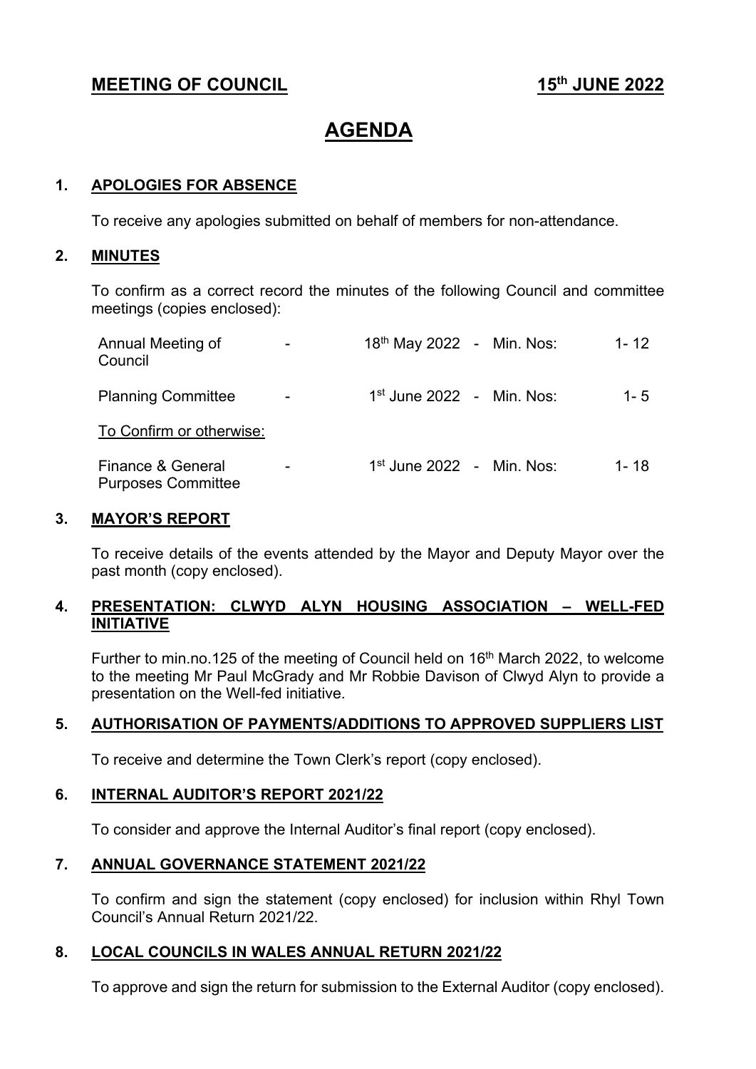**MEETING OF COUNCIL** **15th JUNE 2022**

# AGENDA

## 1. APOLOGIES FOR ABSENCE

To receive any apologies submitted on behalf of members for non-attendance.

## 2. MINUTES

To confirm as a correct record the minutes of the following Council and committee meetings (copies enclosed):

| | | | | |
|---|---|---|---|---|
| Annual Meeting of Council | - | 18th May 2022 | - Min. Nos: | 1- 12 |
| Planning Committee | - | 1st June 2022 | - Min. Nos: | 1- 5 |

To Confirm or otherwise:

| | | | | |
|---|---|---|---|---|
| Finance & General Purposes Committee | - | 1st June 2022 | - Min. Nos: | 1- 18 |

## 3. MAYOR'S REPORT

To receive details of the events attended by the Mayor and Deputy Mayor over the past month (copy enclosed).

## 4. PRESENTATION: CLWYD ALYN HOUSING ASSOCIATION – WELL-FED INITIATIVE

Further to min.no.125 of the meeting of Council held on 16th March 2022, to welcome to the meeting Mr Paul McGrady and Mr Robbie Davison of Clwyd Alyn to provide a presentation on the Well-fed initiative.

## 5. AUTHORISATION OF PAYMENTS/ADDITIONS TO APPROVED SUPPLIERS LIST

To receive and determine the Town Clerk's report (copy enclosed).

## 6. INTERNAL AUDITOR'S REPORT 2021/22

To consider and approve the Internal Auditor's final report (copy enclosed).

## 7. ANNUAL GOVERNANCE STATEMENT 2021/22

To confirm and sign the statement (copy enclosed) for inclusion within Rhyl Town Council's Annual Return 2021/22.

## 8. LOCAL COUNCILS IN WALES ANNUAL RETURN 2021/22

To approve and sign the return for submission to the External Auditor (copy enclosed).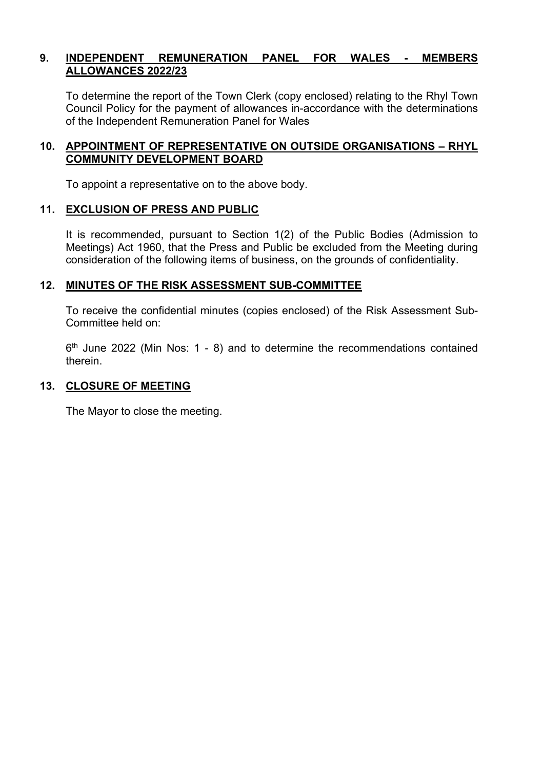**9. INDEPENDENT REMUNERATION PANEL FOR WALES - MEMBERS ALLOWANCES 2022/23**

To determine the report of the Town Clerk (copy enclosed) relating to the Rhyl Town Council Policy for the payment of allowances in-accordance with the determinations of the Independent Remuneration Panel for Wales

**10. APPOINTMENT OF REPRESENTATIVE ON OUTSIDE ORGANISATIONS – RHYL COMMUNITY DEVELOPMENT BOARD**

To appoint a representative on to the above body.

**11. EXCLUSION OF PRESS AND PUBLIC**

It is recommended, pursuant to Section 1(2) of the Public Bodies (Admission to Meetings) Act 1960, that the Press and Public be excluded from the Meeting during consideration of the following items of business, on the grounds of confidentiality.

**12. MINUTES OF THE RISK ASSESSMENT SUB-COMMITTEE**

To receive the confidential minutes (copies enclosed) of the Risk Assessment Sub-Committee held on:

6th June 2022 (Min Nos: 1 - 8) and to determine the recommendations contained therein.

**13. CLOSURE OF MEETING**

The Mayor to close the meeting.